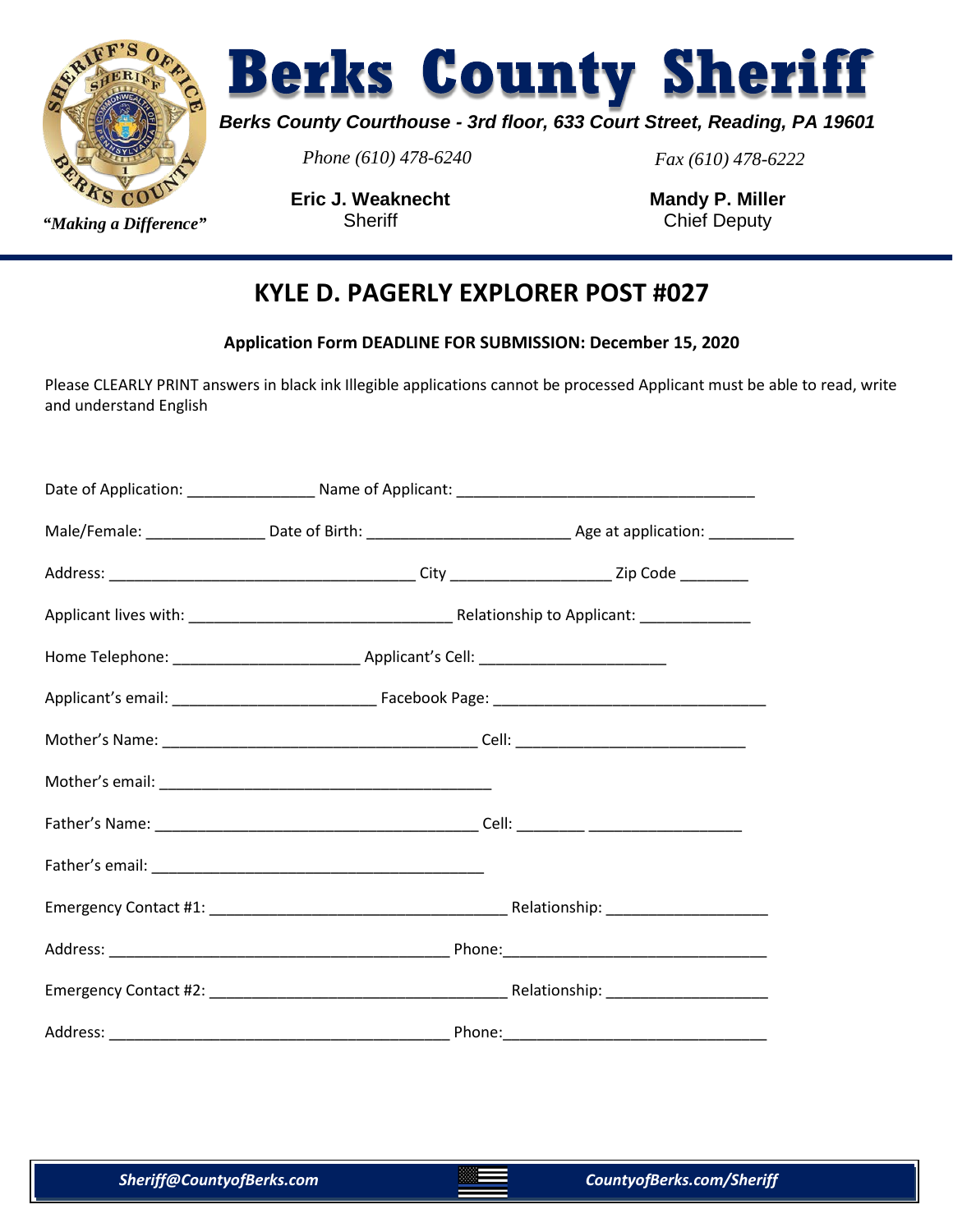# Berks County Sheriff

*"Making a Difference"*

***Berks County Courthouse - 3rd floor, 633 Court Street, Reading, PA 19601***

*Phone (610) 478-6240* *Fax (610) 478-6222*

**Eric J. Weaknecht**
Sheriff

**Mandy P. Miller**
Chief Deputy

## KYLE D. PAGERLY EXPLORER POST #027

**Application Form DEADLINE FOR SUBMISSION: December 15, 2020**

Please CLEARLY PRINT answers in black ink Illegible applications cannot be processed Applicant must be able to read, write and understand English

Date of Application: _______________ Name of Applicant: ____________________________________

Male/Female: ______________ Date of Birth: ________________________ Age at application: __________

Address: ____________________________________ City ___________________ Zip Code ________

Applicant lives with: _______________________________ Relationship to Applicant: _____________

Home Telephone: ______________________ Applicant's Cell: ______________________

Applicant's email: ________________________ Facebook Page: ________________________________

Mother's Name: _____________________________________ Cell: ___________________________

Mother's email: _______________________________________

Father's Name: ______________________________________ Cell: ________ __________________

Father's email: _______________________________________

Emergency Contact #1: ___________________________________ Relationship: ___________________

Address: ________________________________________ Phone:_______________________________

Emergency Contact #2: ___________________________________ Relationship: ___________________

Address: ________________________________________ Phone:_______________________________

***Sheriff@CountyofBerks.com*** ***CountyofBerks.com/Sheriff***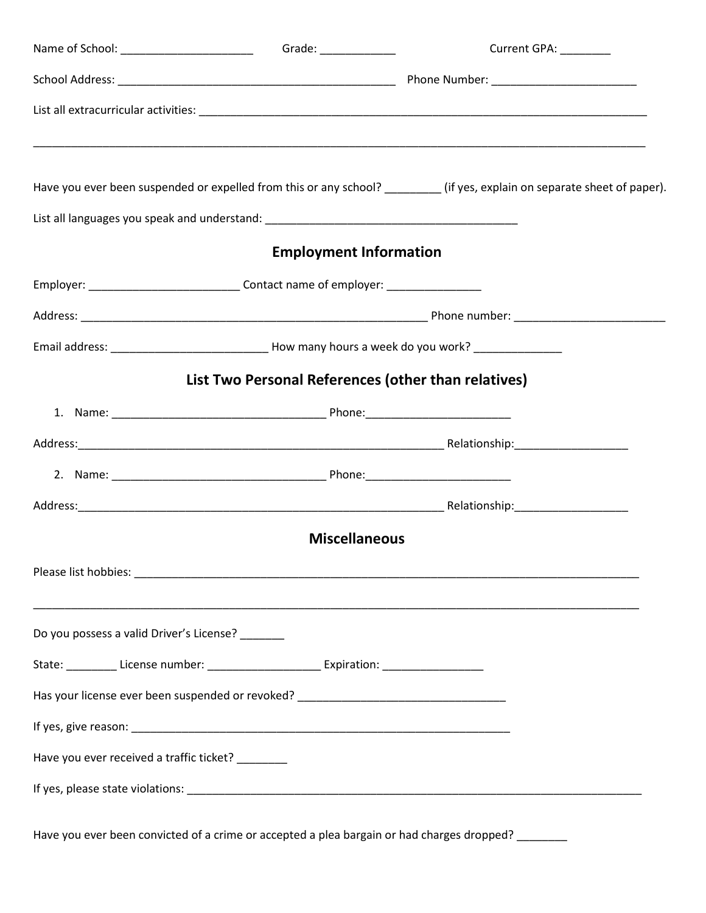Name of School: _____________________ Grade: ____________ Current GPA: ________

School Address: ______________________________________________ Phone Number: _______________________

List all extracurricular activities: _________________________________________________________________________

____________________________________________________________________________________________________

Have you ever been suspended or expelled from this or any school? _________ (if yes, explain on separate sheet of paper).

List all languages you speak and understand: ________________________________________

## Employment Information

Employer: ________________________ Contact name of employer: _______________

Address: _________________________________________________________ Phone number: ________________________

Email address: _________________________ How many hours a week do you work? ______________

## List Two Personal References (other than relatives)

1. Name: __________________________________ Phone:_______________________

Address:____________________________________________________________ Relationship:__________________

2. Name: __________________________________ Phone:_______________________

Address:____________________________________________________________ Relationship:__________________

## Miscellaneous

Please list hobbies: __________________________________________________________________________________

____________________________________________________________________________________________________

Do you possess a valid Driver's License? _______

State: ________ License number: __________________ Expiration: ________________

Has your license ever been suspended or revoked? __________________________________

If yes, give reason: _______________________________________________________________

Have you ever received a traffic ticket? ________

If yes, please state violations: ___________________________________________________________________________

Have you ever been convicted of a crime or accepted a plea bargain or had charges dropped? ________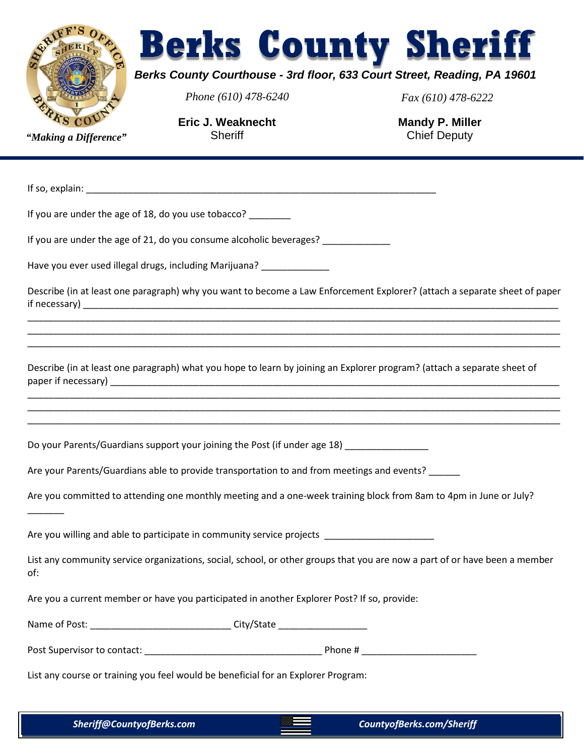# Berks County Sheriff

***Berks County Courthouse - 3rd floor, 633 Court Street, Reading, PA 19601***

*Phone (610) 478-6240* *Fax (610) 478-6222*

**Eric J. Weaknecht**
Sheriff

**Mandy P. Miller**
Chief Deputy

*"Making a Difference"*

---

If so, explain: ______________________________________________________________________

If you are under the age of 18, do you use tobacco? ________

If you are under the age of 21, do you consume alcoholic beverages? _____________

Have you ever used illegal drugs, including Marijuana? _____________

Describe (in at least one paragraph) why you want to become a Law Enforcement Explorer? (attach a separate sheet of paper if necessary) ______________________________________________________________________________________________
______________________________________________________________________________________________
______________________________________________________________________________________________
______________________________________________________________________________________________

Describe (in at least one paragraph) what you hope to learn by joining an Explorer program? (attach a separate sheet of paper if necessary) ______________________________________________________________________________________________
______________________________________________________________________________________________
______________________________________________________________________________________________
______________________________________________________________________________________________

Do your Parents/Guardians support your joining the Post (if under age 18) ________________

Are your Parents/Guardians able to provide transportation to and from meetings and events? ______

Are you committed to attending one monthly meeting and a one-week training block from 8am to 4pm in June or July? _______

Are you willing and able to participate in community service projects ______________________

List any community service organizations, social, school, or other groups that you are now a part of or have been a member of:

Are you a current member or have you participated in another Explorer Post? If so, provide:

Name of Post: ___________________________ City/State _________________

Post Supervisor to contact: __________________________________ Phone # ______________________

List any course or training you feel would be beneficial for an Explorer Program:

***Sheriff@CountyofBerks.com*** ***CountyofBerks.com/Sheriff***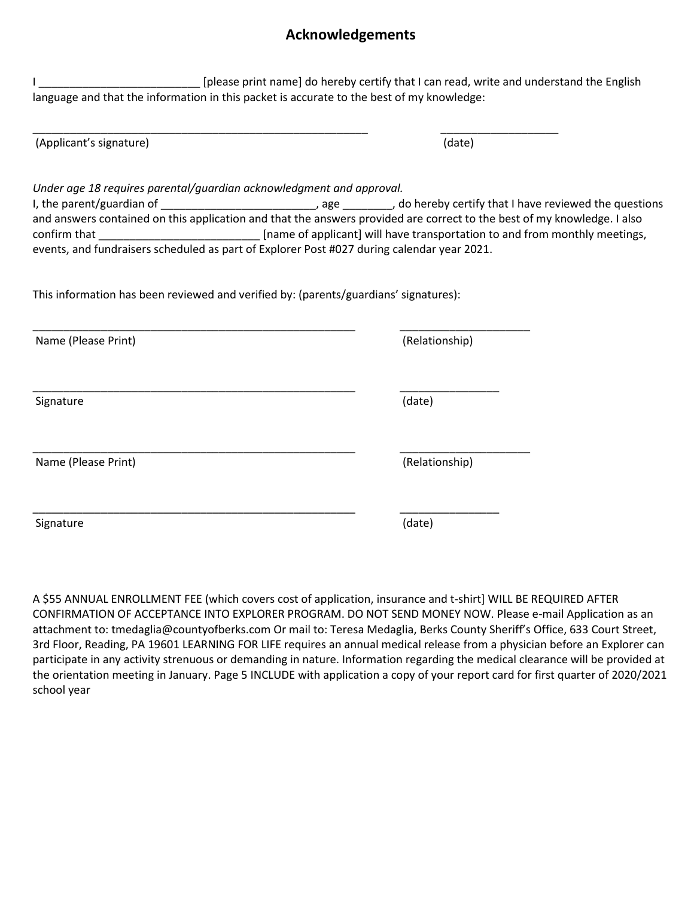## Acknowledgements

I __________________________ [please print name] do hereby certify that I can read, write and understand the English language and that the information in this packet is accurate to the best of my knowledge:

__________________________________________________________ ____________________

(Applicant's signature) (date)

*Under age 18 requires parental/guardian acknowledgment and approval.*

I, the parent/guardian of __________________________, age ________, do hereby certify that I have reviewed the questions and answers contained on this application and that the answers provided are correct to the best of my knowledge. I also confirm that __________________________ [name of applicant] will have transportation to and from monthly meetings, events, and fundraisers scheduled as part of Explorer Post #027 during calendar year 2021.

This information has been reviewed and verified by: (parents/guardians' signatures):

________________________________________________________ ______________________

Name (Please Print) (Relationship)

________________________________________________________ ________________

Signature (date)

________________________________________________________ ______________________

Name (Please Print) (Relationship)

________________________________________________________ ________________

Signature (date)

A $55 ANNUAL ENROLLMENT FEE (which covers cost of application, insurance and t-shirt] WILL BE REQUIRED AFTER CONFIRMATION OF ACCEPTANCE INTO EXPLORER PROGRAM. DO NOT SEND MONEY NOW. Please e-mail Application as an attachment to: tmedaglia@countyofberks.com Or mail to: Teresa Medaglia, Berks County Sheriff's Office, 633 Court Street, 3rd Floor, Reading, PA 19601 LEARNING FOR LIFE requires an annual medical release from a physician before an Explorer can participate in any activity strenuous or demanding in nature. Information regarding the medical clearance will be provided at the orientation meeting in January. Page 5 INCLUDE with application a copy of your report card for first quarter of 2020/2021 school year